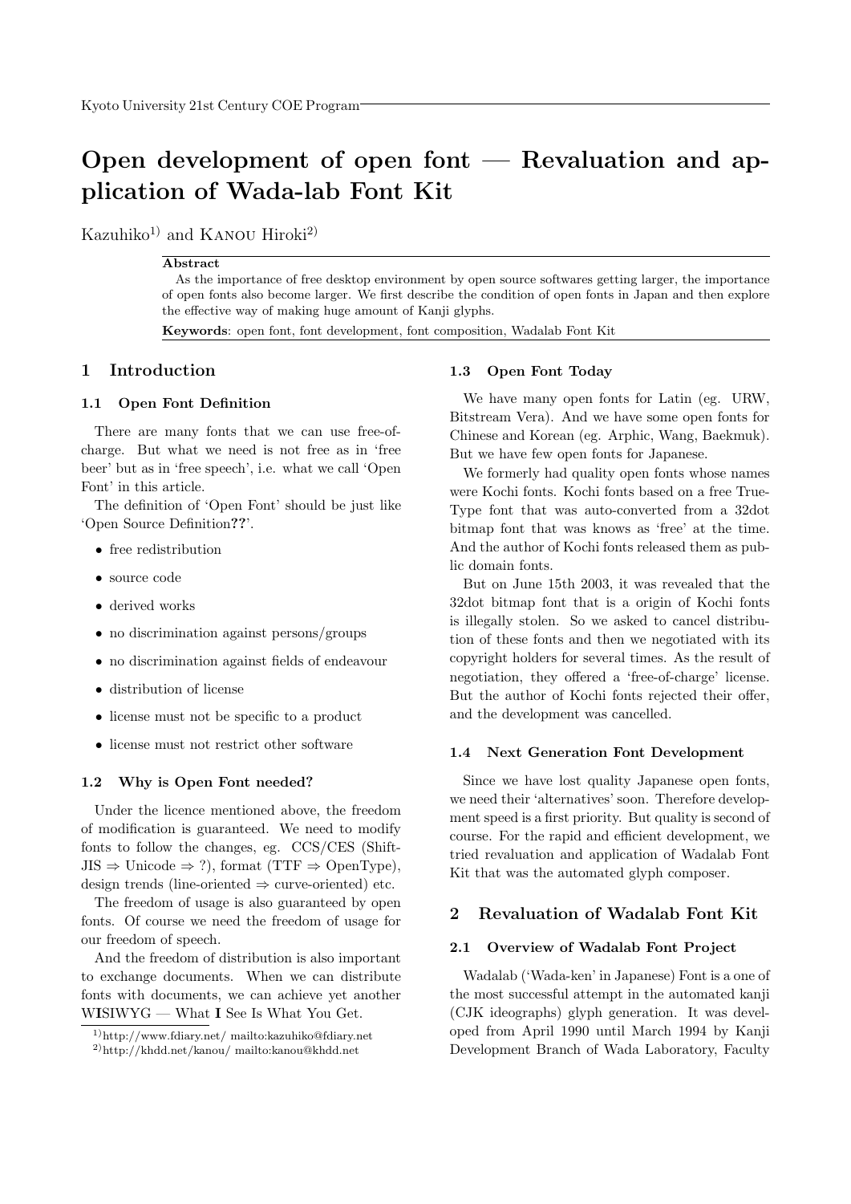# Open development of open font — Revaluation and application of Wada-lab Font Kit

Kazuhiko[1)] and KANOU Hiroki[2)]

**Abstract**

As the importance of free desktop environment by open source softwares getting larger, the importance of open fonts also become larger. We first describe the condition of open fonts in Japan and then explore the effective way of making huge amount of Kanji glyphs.

**Keywords**: open font, font development, font composition, Wadalab Font Kit

## 1 Introduction

### 1.1 Open Font Definition

There are many fonts that we can use free-of-charge. But what we need is not free as in 'free beer' but as in 'free speech', i.e. what we call 'Open Font' in this article.

The definition of 'Open Font' should be just like 'Open Source Definition**??**'.

- free redistribution
- source code
- derived works
- no discrimination against persons/groups
- no discrimination against fields of endeavour
- distribution of license
- license must not be specific to a product
- license must not restrict other software

### 1.2 Why is Open Font needed?

Under the licence mentioned above, the freedom of modification is guaranteed. We need to modify fonts to follow the changes, eg. CCS/CES (Shift-JIS ⇒ Unicode ⇒ ?), format (TTF ⇒ OpenType), design trends (line-oriented ⇒ curve-oriented) etc.

The freedom of usage is also guaranteed by open fonts. Of course we need the freedom of usage for our freedom of speech.

And the freedom of distribution is also important to exchange documents. When we can distribute fonts with documents, we can achieve yet another W**I**SIWYG — What **I** See Is What You Get.

[1)] http://www.fdiary.net/ mailto:kazuhiko@fdiary.net
[2)] http://khdd.net/kanou/ mailto:kanou@khdd.net

### 1.3 Open Font Today

We have many open fonts for Latin (eg. URW, Bitstream Vera). And we have some open fonts for Chinese and Korean (eg. Arphic, Wang, Baekmuk). But we have few open fonts for Japanese.

We formerly had quality open fonts whose names were Kochi fonts. Kochi fonts based on a free TrueType font that was auto-converted from a 32dot bitmap font that was knows as 'free' at the time. And the author of Kochi fonts released them as public domain fonts.

But on June 15th 2003, it was revealed that the 32dot bitmap font that is a origin of Kochi fonts is illegally stolen. So we asked to cancel distribution of these fonts and then we negotiated with its copyright holders for several times. As the result of negotiation, they offered a 'free-of-charge' license. But the author of Kochi fonts rejected their offer, and the development was cancelled.

### 1.4 Next Generation Font Development

Since we have lost quality Japanese open fonts, we need their 'alternatives' soon. Therefore development speed is a first priority. But quality is second of course. For the rapid and efficient development, we tried revaluation and application of Wadalab Font Kit that was the automated glyph composer.

## 2 Revaluation of Wadalab Font Kit

### 2.1 Overview of Wadalab Font Project

Wadalab ('Wada-ken' in Japanese) Font is a one of the most successful attempt in the automated kanji (CJK ideographs) glyph generation. It was developed from April 1990 until March 1994 by Kanji Development Branch of Wada Laboratory, Faculty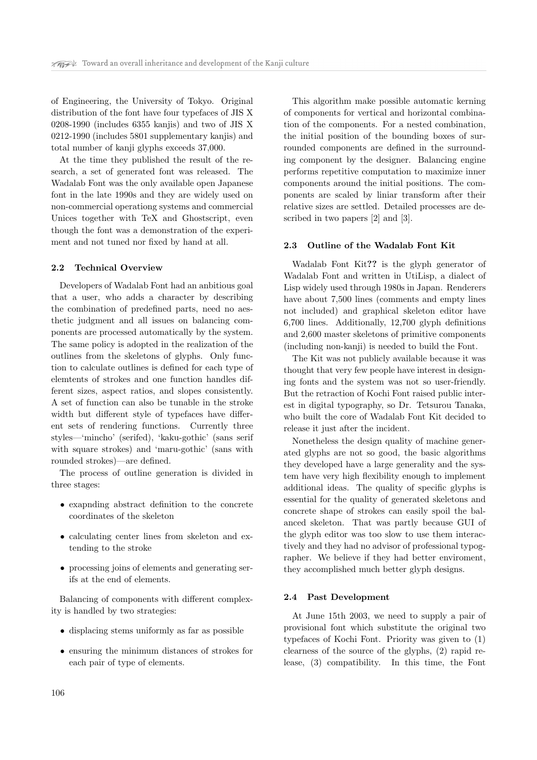of Engineering, the University of Tokyo. Original distribution of the font have four typefaces of JIS X 0208-1990 (includes 6355 kanjis) and two of JIS X 0212-1990 (includes 5801 supplementary kanjis) and total number of kanji glyphs exceeds 37,000.

At the time they published the result of the research, a set of generated font was released. The Wadalab Font was the only available open Japanese font in the late 1990s and they are widely used on non-commercial operationg systems and commercial Unices together with TeX and Ghostscript, even though the font was a demonstration of the experiment and not tuned nor fixed by hand at all.

### 2.2 Technical Overview

Developers of Wadalab Font had an anbitious goal that a user, who adds a character by describing the combination of predefined parts, need no aesthetic judgment and all issues on balancing components are processed automatically by the system. The same policy is adopted in the realization of the outlines from the skeletons of glyphs. Only function to calculate outlines is defined for each type of elemtents of strokes and one function handles different sizes, aspect ratios, and slopes consistently. A set of function can also be tunable in the stroke width but different style of typefaces have different sets of rendering functions. Currently three styles—'mincho' (serifed), 'kaku-gothic' (sans serif with square strokes) and 'maru-gothic' (sans with rounded strokes)—are defined.

The process of outline generation is divided in three stages:

- exapnding abstract definition to the concrete coordinates of the skeleton
- calculating center lines from skeleton and extending to the stroke
- processing joins of elements and generating serifs at the end of elements.

Balancing of components with different complexity is handled by two strategies:

- displacing stems uniformly as far as possible
- ensuring the minimum distances of strokes for each pair of type of elements.

This algorithm make possible automatic kerning of components for vertical and horizontal combination of the components. For a nested combination, the initial position of the bounding boxes of surrounded components are defined in the surrounding component by the designer. Balancing engine performs repetitive computation to maximize inner components around the initial positions. The components are scaled by liniar transform after their relative sizes are settled. Detailed processes are described in two papers [2] and [3].

### 2.3 Outline of the Wadalab Font Kit

Wadalab Font Kit**??** is the glyph generator of Wadalab Font and written in UtiLisp, a dialect of Lisp widely used through 1980s in Japan. Renderers have about 7,500 lines (comments and empty lines not included) and graphical skeleton editor have 6,700 lines. Additionally, 12,700 glyph definitions and 2,600 master skeletons of primitive components (including non-kanji) is needed to build the Font.

The Kit was not publicly available because it was thought that very few people have interest in designing fonts and the system was not so user-friendly. But the retraction of Kochi Font raised public interest in digital typography, so Dr. Tetsurou Tanaka, who built the core of Wadalab Font Kit decided to release it just after the incident.

Nonetheless the design quality of machine generated glyphs are not so good, the basic algorithms they developed have a large generality and the system have very high flexibility enough to implement additional ideas. The quality of specific glyphs is essential for the quality of generated skeletons and concrete shape of strokes can easily spoil the balanced skeleton. That was partly because GUI of the glyph editor was too slow to use them interactively and they had no advisor of professional typographer. We believe if they had better enviroment, they accomplished much better glyph designs.

### 2.4 Past Development

At June 15th 2003, we need to supply a pair of provisional font which substitute the original two typefaces of Kochi Font. Priority was given to (1) clearness of the source of the glyphs, (2) rapid release, (3) compatibility. In this time, the Font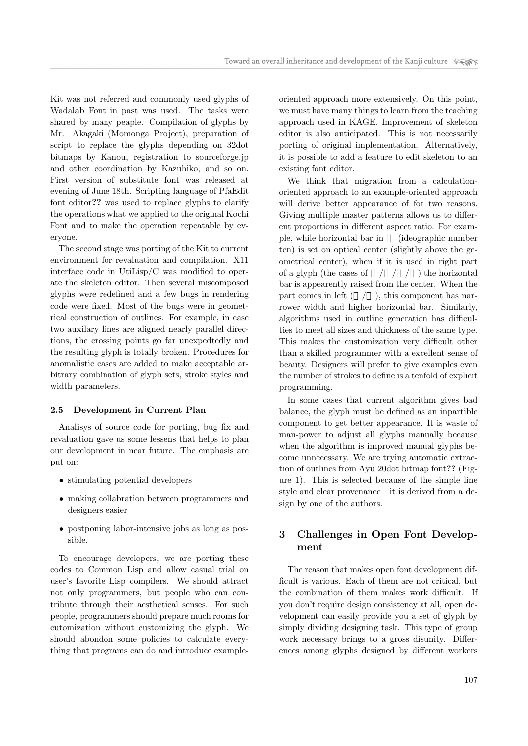Kit was not referred and commonly used glyphs of Wadalab Font in past was used. The tasks were shared by many peaple. Compilation of glyphs by Mr. Akagaki (Momonga Project), preparation of script to replace the glyphs depending on 32dot bitmaps by Kanou, registration to sourceforge.jp and other coordination by Kazuhiko, and so on. First version of substitute font was released at evening of June 18th. Scripting language of PfaEdit font editor?? was used to replace glyphs to clarify the operations what we applied to the original Kochi Font and to make the operation repeatable by everyone.

The second stage was porting of the Kit to current environment for revaluation and compilation. X11 interface code in UtiLisp/C was modified to operate the skeleton editor. Then several miscomposed glyphs were redefined and a few bugs in rendering code were fixed. Most of the bugs were in geometrical construction of outlines. For example, in case two auxilary lines are aligned nearly parallel directions, the crossing points go far unexpedtedly and the resulting glyph is totally broken. Procedures for anomalistic cases are added to make acceptable arbitrary combination of glyph sets, stroke styles and width parameters.

### 2.5 Development in Current Plan

Analisys of source code for porting, bug fix and revaluation gave us some lessens that helps to plan our development in near future. The emphasis are put on:

- stimulating potential developers
- making collabration between programmers and designers easier
- postponing labor-intensive jobs as long as possible.

To encourage developers, we are porting these codes to Common Lisp and allow casual trial on user's favorite Lisp compilers. We should attract not only programmers, but people who can contribute through their aesthetical senses. For such people, programmers should prepare much rooms for cutomization without customizing the glyph. We should abondon some policies to calculate everything that programs can do and introduce example-oriented approach more extensively. On this point, we must have many things to learn from the teaching approach used in KAGE. Improvement of skeleton editor is also anticipated. This is not necessarily porting of original implementation. Alternatively, it is possible to add a feature to edit skeleton to an existing font editor.

We think that migration from a calculation-oriented approach to an example-oriented approach will derive better appearance of for two reasons. Giving multiple master patterns allows us to different proportions in different aspect ratio. For example, while horizontal bar in 十 (ideographic number ten) is set on optical center (slightly above the geometrical center), when if it is used in right part of a glyph (the cases of 汁/什/計/針) the horizontal bar is appearently raised from the center. When the part comes in left (協/博), this component has narrower width and higher horizontal bar. Similarly, algorithms used in outline generation has difficulties to meet all sizes and thickness of the same type. This makes the customization very difficult other than a skilled programmer with a excellent sense of beauty. Designers will prefer to give examples even the number of strokes to define is a tenfold of explicit programming.

In some cases that current algorithm gives bad balance, the glyph must be defined as an inpartible component to get better appearance. It is waste of man-power to adjust all glyphs manually because when the algorithm is improved manual glyphs become unnecessary. We are trying automatic extraction of outlines from Ayu 20dot bitmap font?? (Figure 1). This is selected because of the simple line style and clear provenance—it is derived from a design by one of the authors.

## 3 Challenges in Open Font Development

The reason that makes open font development difficult is various. Each of them are not critical, but the combination of them makes work difficult. If you don't require design consistency at all, open development can easily provide you a set of glyph by simply dividing designing task. This type of group work necessary brings to a gross disunity. Differences among glyphs designed by different workers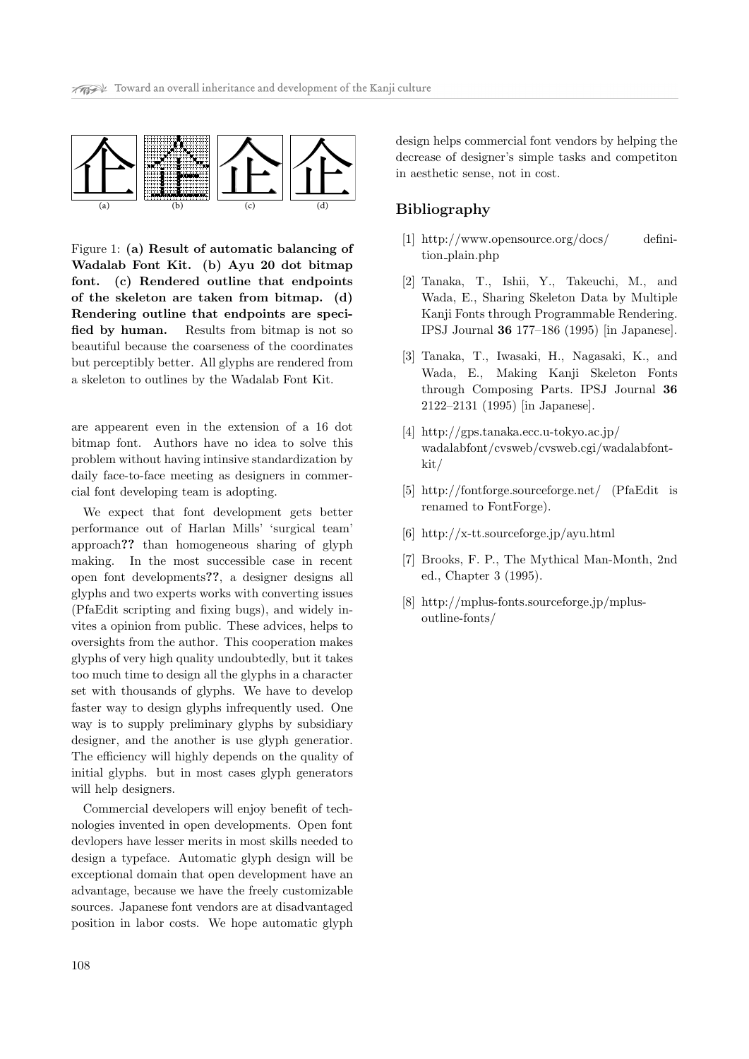(a) (b) (c) (d)

Figure 1: **(a) Result of automatic balancing of Wadalab Font Kit. (b) Ayu 20 dot bitmap font. (c) Rendered outline that endpoints of the skeleton are taken from bitmap. (d) Rendering outline that endpoints are specified by human.** Results from bitmap is not so beautiful because the coarseness of the coordinates but perceptibly better. All glyphs are rendered from a skeleton to outlines by the Wadalab Font Kit.

are appearent even in the extension of a 16 dot bitmap font. Authors have no idea to solve this problem without having intinsive standardization by daily face-to-face meeting as designers in commercial font developing team is adopting.

We expect that font development gets better performance out of Harlan Mills' 'surgical team' approach**??** than homogeneous sharing of glyph making. In the most successible case in recent open font developments**??**, a designer designs all glyphs and two experts works with converting issues (PfaEdit scripting and fixing bugs), and widely invites a opinion from public. These advices, helps to oversights from the author. This cooperation makes glyphs of very high quality undoubtedly, but it takes too much time to design all the glyphs in a character set with thousands of glyphs. We have to develop faster way to design glyphs infrequently used. One way is to supply preliminary glyphs by subsidiary designer, and the another is use glyph generatior. The efficiency will highly depends on the quality of initial glyphs. but in most cases glyph generators will help designers.

Commercial developers will enjoy benefit of technologies invented in open developments. Open font devlopers have lesser merits in most skills needed to design a typeface. Automatic glyph design will be exceptional domain that open development have an advantage, because we have the freely customizable sources. Japanese font vendors are at disadvantaged position in labor costs. We hope automatic glyph design helps commercial font vendors by helping the decrease of designer's simple tasks and competiton in aesthetic sense, not in cost.

## Bibliography

[1] http://www.opensource.org/docs/definition_plain.php

[2] Tanaka, T., Ishii, Y., Takeuchi, M., and Wada, E., Sharing Skeleton Data by Multiple Kanji Fonts through Programmable Rendering. IPSJ Journal **36** 177–186 (1995) [in Japanese].

[3] Tanaka, T., Iwasaki, H., Nagasaki, K., and Wada, E., Making Kanji Skeleton Fonts through Composing Parts. IPSJ Journal **36** 2122–2131 (1995) [in Japanese].

[4] http://gps.tanaka.ecc.u-tokyo.ac.jp/wadalabfont/cvsweb/cvsweb.cgi/wadalabfont-kit/

[5] http://fontforge.sourceforge.net/ (PfaEdit is renamed to FontForge).

[6] http://x-tt.sourceforge.jp/ayu.html

[7] Brooks, F. P., The Mythical Man-Month, 2nd ed., Chapter 3 (1995).

[8] http://mplus-fonts.sourceforge.jp/mplus-outline-fonts/